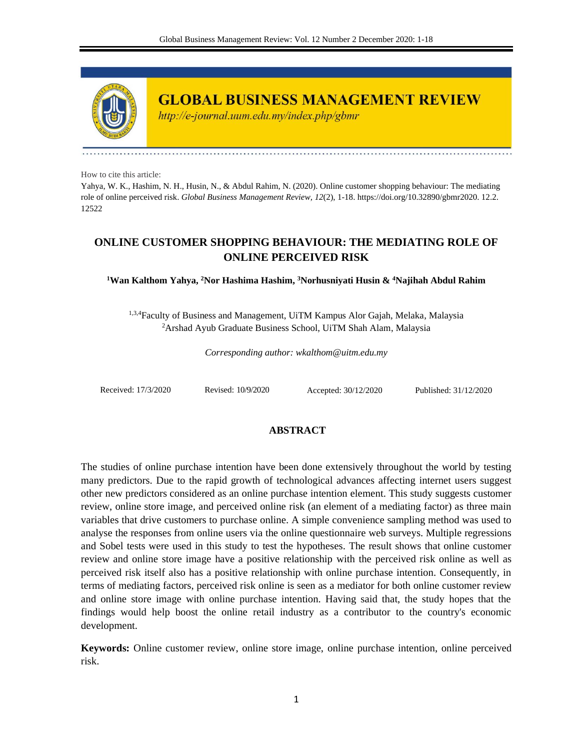# GLOBAL BUSINESS MANAGEMENT REVIEW

*http://e-journal.uum.edu.my/index.php/gbmr*

How to cite this article:

Yahya, W. K., Hashim, N. H., Husin, N., & Abdul Rahim, N. (2020). Online customer shopping behaviour: The mediating role of online perceived risk. *Global Business Management Review, 12*(2), 1-18. https://doi.org/10.32890/gbmr2020. 12.2. 12522

## ONLINE CUSTOMER SHOPPING BEHAVIOUR: THE MEDIATING ROLE OF ONLINE PERCEIVED RISK

**[1]Wan Kalthom Yahya, [2]Nor Hashima Hashim, [3]Norhusniyati Husin & [4]Najihah Abdul Rahim**

[1,3,4]Faculty of Business and Management, UiTM Kampus Alor Gajah, Melaka, Malaysia
[2]Arshad Ayub Graduate Business School, UiTM Shah Alam, Malaysia

*Corresponding author: wkalthom@uitm.edu.my*

Received: 17/3/2020 Revised: 10/9/2020 Accepted: 30/12/2020 Published: 31/12/2020

### ABSTRACT

The studies of online purchase intention have been done extensively throughout the world by testing many predictors. Due to the rapid growth of technological advances affecting internet users suggest other new predictors considered as an online purchase intention element. This study suggests customer review, online store image, and perceived online risk (an element of a mediating factor) as three main variables that drive customers to purchase online. A simple convenience sampling method was used to analyse the responses from online users via the online questionnaire web surveys. Multiple regressions and Sobel tests were used in this study to test the hypotheses. The result shows that online customer review and online store image have a positive relationship with the perceived risk online as well as perceived risk itself also has a positive relationship with online purchase intention. Consequently, in terms of mediating factors, perceived risk online is seen as a mediator for both online customer review and online store image with online purchase intention. Having said that, the study hopes that the findings would help boost the online retail industry as a contributor to the country's economic development.

**Keywords:** Online customer review, online store image, online purchase intention, online perceived risk.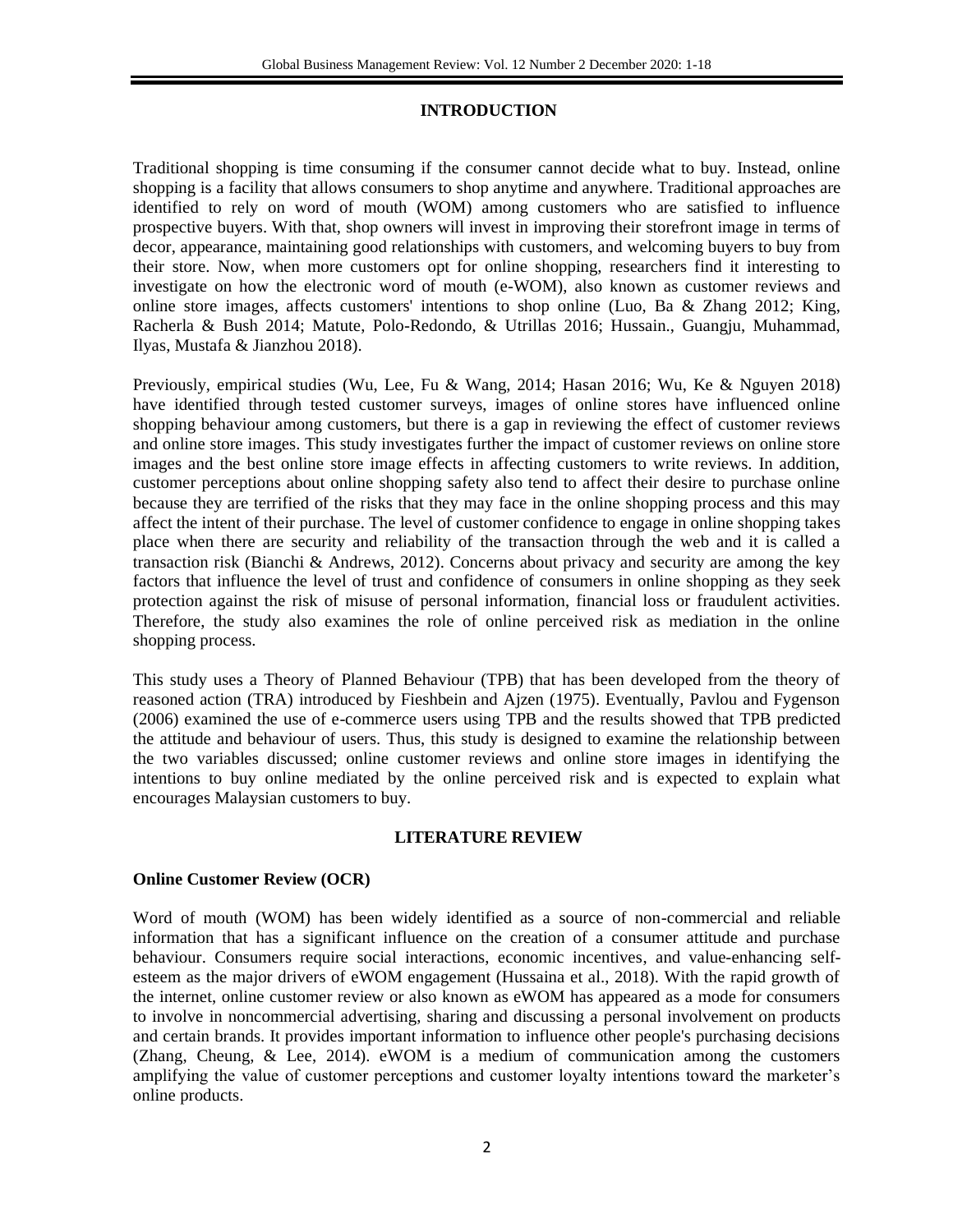## INTRODUCTION

Traditional shopping is time consuming if the consumer cannot decide what to buy. Instead, online shopping is a facility that allows consumers to shop anytime and anywhere. Traditional approaches are identified to rely on word of mouth (WOM) among customers who are satisfied to influence prospective buyers. With that, shop owners will invest in improving their storefront image in terms of decor, appearance, maintaining good relationships with customers, and welcoming buyers to buy from their store. Now, when more customers opt for online shopping, researchers find it interesting to investigate on how the electronic word of mouth (e-WOM), also known as customer reviews and online store images, affects customers' intentions to shop online (Luo, Ba & Zhang 2012; King, Racherla & Bush 2014; Matute, Polo-Redondo, & Utrillas 2016; Hussain., Guangju, Muhammad, Ilyas, Mustafa & Jianzhou 2018).

Previously, empirical studies (Wu, Lee, Fu & Wang, 2014; Hasan 2016; Wu, Ke & Nguyen 2018) have identified through tested customer surveys, images of online stores have influenced online shopping behaviour among customers, but there is a gap in reviewing the effect of customer reviews and online store images. This study investigates further the impact of customer reviews on online store images and the best online store image effects in affecting customers to write reviews. In addition, customer perceptions about online shopping safety also tend to affect their desire to purchase online because they are terrified of the risks that they may face in the online shopping process and this may affect the intent of their purchase. The level of customer confidence to engage in online shopping takes place when there are security and reliability of the transaction through the web and it is called a transaction risk (Bianchi & Andrews, 2012). Concerns about privacy and security are among the key factors that influence the level of trust and confidence of consumers in online shopping as they seek protection against the risk of misuse of personal information, financial loss or fraudulent activities. Therefore, the study also examines the role of online perceived risk as mediation in the online shopping process.

This study uses a Theory of Planned Behaviour (TPB) that has been developed from the theory of reasoned action (TRA) introduced by Fieshbein and Ajzen (1975). Eventually, Pavlou and Fygenson (2006) examined the use of e-commerce users using TPB and the results showed that TPB predicted the attitude and behaviour of users. Thus, this study is designed to examine the relationship between the two variables discussed; online customer reviews and online store images in identifying the intentions to buy online mediated by the online perceived risk and is expected to explain what encourages Malaysian customers to buy.

## LITERATURE REVIEW

### Online Customer Review (OCR)

Word of mouth (WOM) has been widely identified as a source of non-commercial and reliable information that has a significant influence on the creation of a consumer attitude and purchase behaviour. Consumers require social interactions, economic incentives, and value-enhancing self-esteem as the major drivers of eWOM engagement (Hussaina et al., 2018). With the rapid growth of the internet, online customer review or also known as eWOM has appeared as a mode for consumers to involve in noncommercial advertising, sharing and discussing a personal involvement on products and certain brands. It provides important information to influence other people's purchasing decisions (Zhang, Cheung, & Lee, 2014). eWOM is a medium of communication among the customers amplifying the value of customer perceptions and customer loyalty intentions toward the marketer's online products.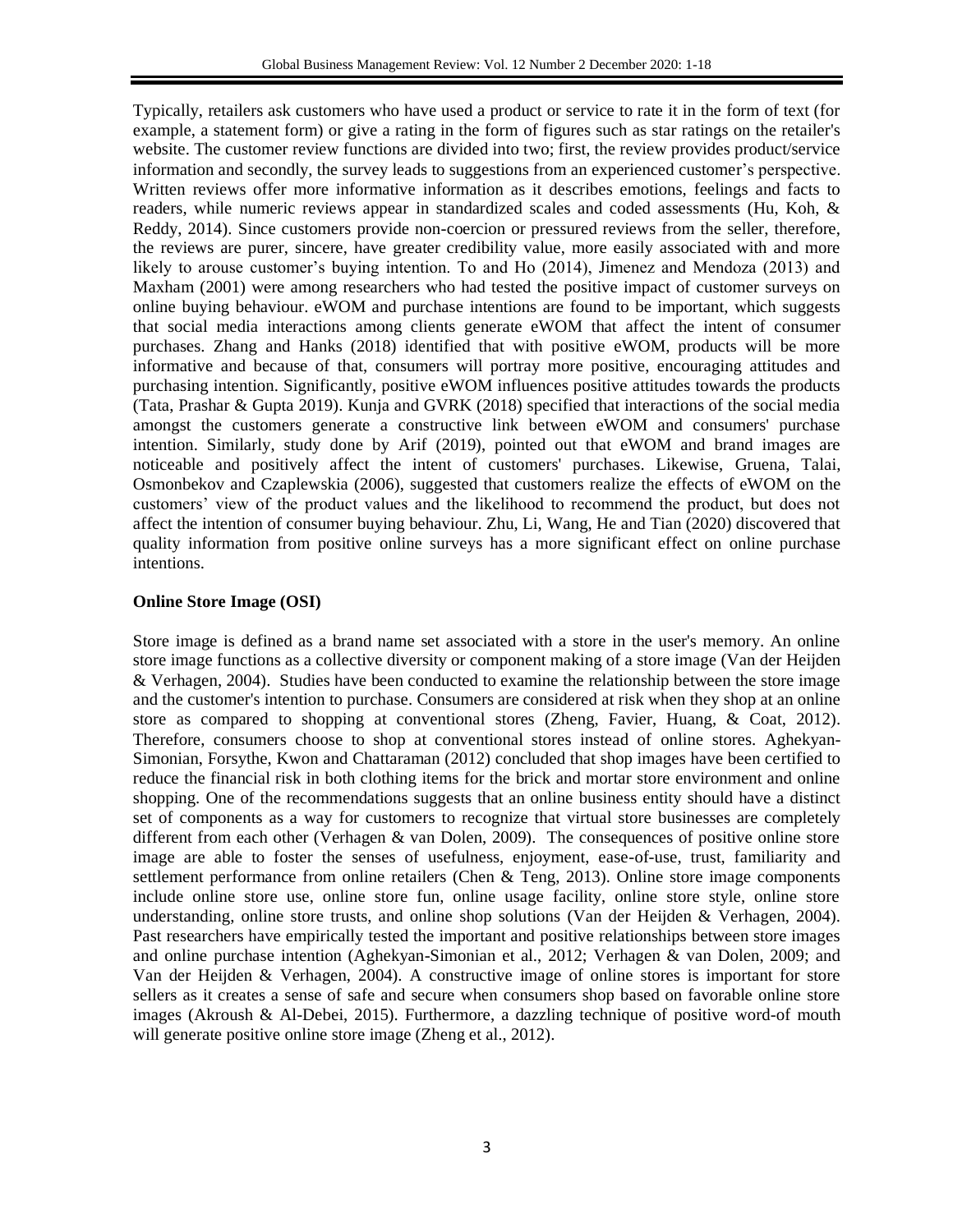Typically, retailers ask customers who have used a product or service to rate it in the form of text (for example, a statement form) or give a rating in the form of figures such as star ratings on the retailer's website. The customer review functions are divided into two; first, the review provides product/service information and secondly, the survey leads to suggestions from an experienced customer's perspective. Written reviews offer more informative information as it describes emotions, feelings and facts to readers, while numeric reviews appear in standardized scales and coded assessments (Hu, Koh, & Reddy, 2014). Since customers provide non-coercion or pressured reviews from the seller, therefore, the reviews are purer, sincere, have greater credibility value, more easily associated with and more likely to arouse customer's buying intention. To and Ho (2014), Jimenez and Mendoza (2013) and Maxham (2001) were among researchers who had tested the positive impact of customer surveys on online buying behaviour. eWOM and purchase intentions are found to be important, which suggests that social media interactions among clients generate eWOM that affect the intent of consumer purchases. Zhang and Hanks (2018) identified that with positive eWOM, products will be more informative and because of that, consumers will portray more positive, encouraging attitudes and purchasing intention. Significantly, positive eWOM influences positive attitudes towards the products (Tata, Prashar & Gupta 2019). Kunja and GVRK (2018) specified that interactions of the social media amongst the customers generate a constructive link between eWOM and consumers' purchase intention. Similarly, study done by Arif (2019), pointed out that eWOM and brand images are noticeable and positively affect the intent of customers' purchases. Likewise, Gruena, Talai, Osmonbekov and Czaplewskia (2006), suggested that customers realize the effects of eWOM on the customers' view of the product values and the likelihood to recommend the product, but does not affect the intention of consumer buying behaviour. Zhu, Li, Wang, He and Tian (2020) discovered that quality information from positive online surveys has a more significant effect on online purchase intentions.

**Online Store Image (OSI)**

Store image is defined as a brand name set associated with a store in the user's memory. An online store image functions as a collective diversity or component making of a store image (Van der Heijden & Verhagen, 2004). Studies have been conducted to examine the relationship between the store image and the customer's intention to purchase. Consumers are considered at risk when they shop at an online store as compared to shopping at conventional stores (Zheng, Favier, Huang, & Coat, 2012). Therefore, consumers choose to shop at conventional stores instead of online stores. Aghekyan-Simonian, Forsythe, Kwon and Chattaraman (2012) concluded that shop images have been certified to reduce the financial risk in both clothing items for the brick and mortar store environment and online shopping. One of the recommendations suggests that an online business entity should have a distinct set of components as a way for customers to recognize that virtual store businesses are completely different from each other (Verhagen & van Dolen, 2009). The consequences of positive online store image are able to foster the senses of usefulness, enjoyment, ease-of-use, trust, familiarity and settlement performance from online retailers (Chen & Teng, 2013). Online store image components include online store use, online store fun, online usage facility, online store style, online store understanding, online store trusts, and online shop solutions (Van der Heijden & Verhagen, 2004). Past researchers have empirically tested the important and positive relationships between store images and online purchase intention (Aghekyan-Simonian et al., 2012; Verhagen & van Dolen, 2009; and Van der Heijden & Verhagen, 2004). A constructive image of online stores is important for store sellers as it creates a sense of safe and secure when consumers shop based on favorable online store images (Akroush & Al-Debei, 2015). Furthermore, a dazzling technique of positive word-of mouth will generate positive online store image (Zheng et al., 2012).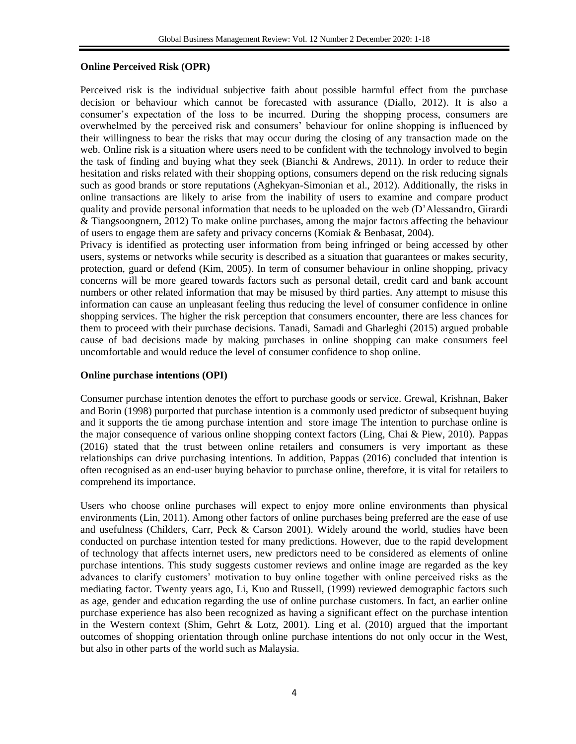**Online Perceived Risk (OPR)**

Perceived risk is the individual subjective faith about possible harmful effect from the purchase decision or behaviour which cannot be forecasted with assurance (Diallo, 2012). It is also a consumer's expectation of the loss to be incurred. During the shopping process, consumers are overwhelmed by the perceived risk and consumers' behaviour for online shopping is influenced by their willingness to bear the risks that may occur during the closing of any transaction made on the web. Online risk is a situation where users need to be confident with the technology involved to begin the task of finding and buying what they seek (Bianchi & Andrews, 2011). In order to reduce their hesitation and risks related with their shopping options, consumers depend on the risk reducing signals such as good brands or store reputations (Aghekyan-Simonian et al., 2012). Additionally, the risks in online transactions are likely to arise from the inability of users to examine and compare product quality and provide personal information that needs to be uploaded on the web (D'Alessandro, Girardi & Tiangsoongnern, 2012) To make online purchases, among the major factors affecting the behaviour of users to engage them are safety and privacy concerns (Komiak & Benbasat, 2004).

Privacy is identified as protecting user information from being infringed or being accessed by other users, systems or networks while security is described as a situation that guarantees or makes security, protection, guard or defend (Kim, 2005). In term of consumer behaviour in online shopping, privacy concerns will be more geared towards factors such as personal detail, credit card and bank account numbers or other related information that may be misused by third parties. Any attempt to misuse this information can cause an unpleasant feeling thus reducing the level of consumer confidence in online shopping services. The higher the risk perception that consumers encounter, there are less chances for them to proceed with their purchase decisions. Tanadi, Samadi and Gharleghi (2015) argued probable cause of bad decisions made by making purchases in online shopping can make consumers feel uncomfortable and would reduce the level of consumer confidence to shop online.

**Online purchase intentions (OPI)**

Consumer purchase intention denotes the effort to purchase goods or service. Grewal, Krishnan, Baker and Borin (1998) purported that purchase intention is a commonly used predictor of subsequent buying and it supports the tie among purchase intention and store image The intention to purchase online is the major consequence of various online shopping context factors (Ling, Chai & Piew, 2010). Pappas (2016) stated that the trust between online retailers and consumers is very important as these relationships can drive purchasing intentions. In addition, Pappas (2016) concluded that intention is often recognised as an end-user buying behavior to purchase online, therefore, it is vital for retailers to comprehend its importance.

Users who choose online purchases will expect to enjoy more online environments than physical environments (Lin, 2011). Among other factors of online purchases being preferred are the ease of use and usefulness (Childers, Carr, Peck & Carson 2001). Widely around the world, studies have been conducted on purchase intention tested for many predictions. However, due to the rapid development of technology that affects internet users, new predictors need to be considered as elements of online purchase intentions. This study suggests customer reviews and online image are regarded as the key advances to clarify customers' motivation to buy online together with online perceived risks as the mediating factor. Twenty years ago, Li, Kuo and Russell, (1999) reviewed demographic factors such as age, gender and education regarding the use of online purchase customers. In fact, an earlier online purchase experience has also been recognized as having a significant effect on the purchase intention in the Western context (Shim, Gehrt & Lotz, 2001). Ling et al. (2010) argued that the important outcomes of shopping orientation through online purchase intentions do not only occur in the West, but also in other parts of the world such as Malaysia.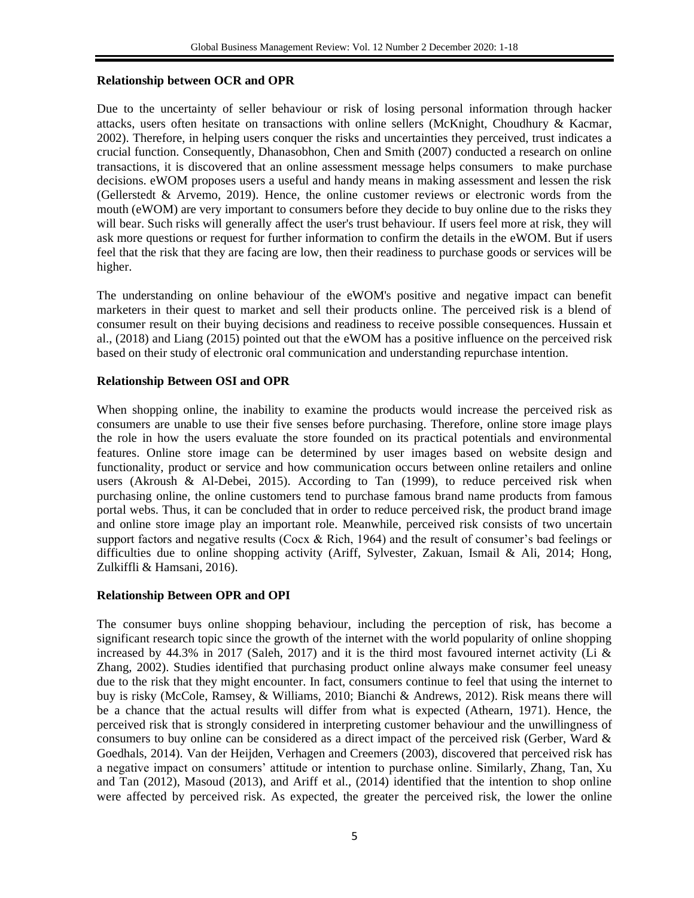### Relationship between OCR and OPR

Due to the uncertainty of seller behaviour or risk of losing personal information through hacker attacks, users often hesitate on transactions with online sellers (McKnight, Choudhury & Kacmar, 2002). Therefore, in helping users conquer the risks and uncertainties they perceived, trust indicates a crucial function. Consequently, Dhanasobhon, Chen and Smith (2007) conducted a research on online transactions, it is discovered that an online assessment message helps consumers to make purchase decisions. eWOM proposes users a useful and handy means in making assessment and lessen the risk (Gellerstedt & Arvemo, 2019). Hence, the online customer reviews or electronic words from the mouth (eWOM) are very important to consumers before they decide to buy online due to the risks they will bear. Such risks will generally affect the user's trust behaviour. If users feel more at risk, they will ask more questions or request for further information to confirm the details in the eWOM. But if users feel that the risk that they are facing are low, then their readiness to purchase goods or services will be higher.

The understanding on online behaviour of the eWOM's positive and negative impact can benefit marketers in their quest to market and sell their products online. The perceived risk is a blend of consumer result on their buying decisions and readiness to receive possible consequences. Hussain et al., (2018) and Liang (2015) pointed out that the eWOM has a positive influence on the perceived risk based on their study of electronic oral communication and understanding repurchase intention.

### Relationship Between OSI and OPR

When shopping online, the inability to examine the products would increase the perceived risk as consumers are unable to use their five senses before purchasing. Therefore, online store image plays the role in how the users evaluate the store founded on its practical potentials and environmental features. Online store image can be determined by user images based on website design and functionality, product or service and how communication occurs between online retailers and online users (Akroush & Al-Debei, 2015). According to Tan (1999), to reduce perceived risk when purchasing online, the online customers tend to purchase famous brand name products from famous portal webs. Thus, it can be concluded that in order to reduce perceived risk, the product brand image and online store image play an important role. Meanwhile, perceived risk consists of two uncertain support factors and negative results (Cocx & Rich, 1964) and the result of consumer's bad feelings or difficulties due to online shopping activity (Ariff, Sylvester, Zakuan, Ismail & Ali, 2014; Hong, Zulkiffli & Hamsani, 2016).

### Relationship Between OPR and OPI

The consumer buys online shopping behaviour, including the perception of risk, has become a significant research topic since the growth of the internet with the world popularity of online shopping increased by 44.3% in 2017 (Saleh, 2017) and it is the third most favoured internet activity (Li & Zhang, 2002). Studies identified that purchasing product online always make consumer feel uneasy due to the risk that they might encounter. In fact, consumers continue to feel that using the internet to buy is risky (McCole, Ramsey, & Williams, 2010; Bianchi & Andrews, 2012). Risk means there will be a chance that the actual results will differ from what is expected (Athearn, 1971). Hence, the perceived risk that is strongly considered in interpreting customer behaviour and the unwillingness of consumers to buy online can be considered as a direct impact of the perceived risk (Gerber, Ward & Goedhals, 2014). Van der Heijden, Verhagen and Creemers (2003), discovered that perceived risk has a negative impact on consumers' attitude or intention to purchase online. Similarly, Zhang, Tan, Xu and Tan (2012), Masoud (2013), and Ariff et al., (2014) identified that the intention to shop online were affected by perceived risk. As expected, the greater the perceived risk, the lower the online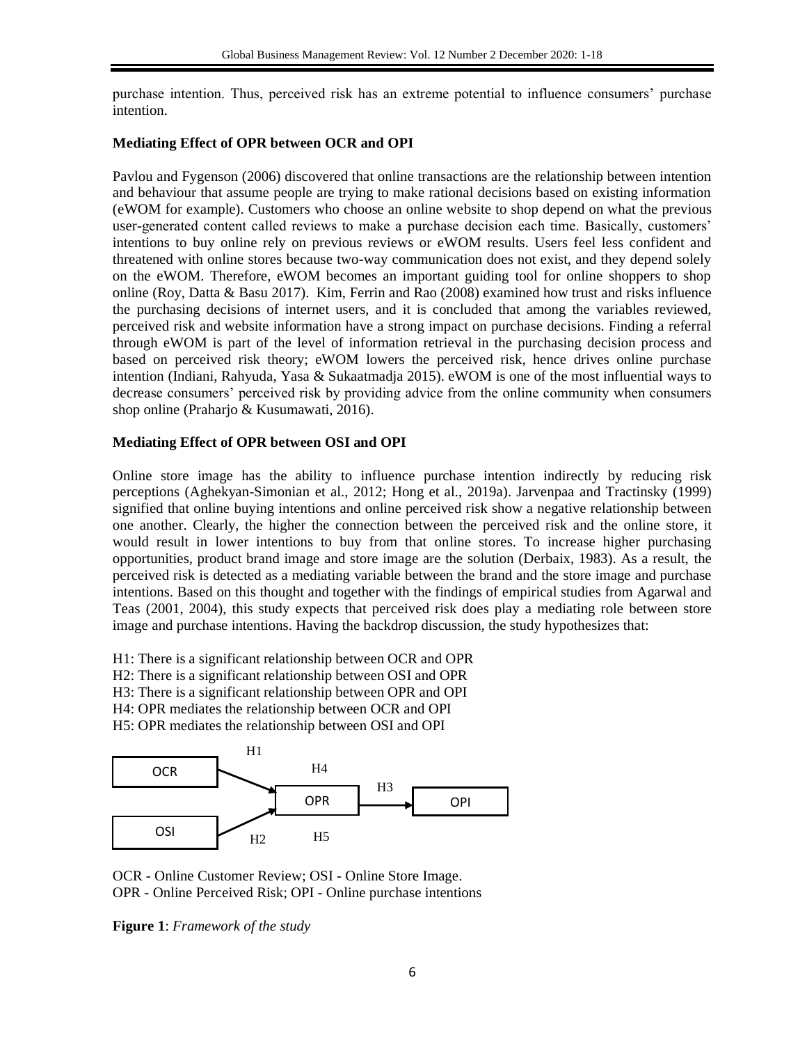purchase intention. Thus, perceived risk has an extreme potential to influence consumers' purchase intention.

**Mediating Effect of OPR between OCR and OPI**

Pavlou and Fygenson (2006) discovered that online transactions are the relationship between intention and behaviour that assume people are trying to make rational decisions based on existing information (eWOM for example). Customers who choose an online website to shop depend on what the previous user-generated content called reviews to make a purchase decision each time. Basically, customers' intentions to buy online rely on previous reviews or eWOM results. Users feel less confident and threatened with online stores because two-way communication does not exist, and they depend solely on the eWOM. Therefore, eWOM becomes an important guiding tool for online shoppers to shop online (Roy, Datta & Basu 2017). Kim, Ferrin and Rao (2008) examined how trust and risks influence the purchasing decisions of internet users, and it is concluded that among the variables reviewed, perceived risk and website information have a strong impact on purchase decisions. Finding a referral through eWOM is part of the level of information retrieval in the purchasing decision process and based on perceived risk theory; eWOM lowers the perceived risk, hence drives online purchase intention (Indiani, Rahyuda, Yasa & Sukaatmadja 2015). eWOM is one of the most influential ways to decrease consumers' perceived risk by providing advice from the online community when consumers shop online (Praharjo & Kusumawati, 2016).

**Mediating Effect of OPR between OSI and OPI**

Online store image has the ability to influence purchase intention indirectly by reducing risk perceptions (Aghekyan-Simonian et al., 2012; Hong et al., 2019a). Jarvenpaa and Tractinsky (1999) signified that online buying intentions and online perceived risk show a negative relationship between one another. Clearly, the higher the connection between the perceived risk and the online store, it would result in lower intentions to buy from that online stores. To increase higher purchasing opportunities, product brand image and store image are the solution (Derbaix, 1983). As a result, the perceived risk is detected as a mediating variable between the brand and the store image and purchase intentions. Based on this thought and together with the findings of empirical studies from Agarwal and Teas (2001, 2004), this study expects that perceived risk does play a mediating role between store image and purchase intentions. Having the backdrop discussion, the study hypothesizes that:

H1: There is a significant relationship between OCR and OPR
H2: There is a significant relationship between OSI and OPR
H3: There is a significant relationship between OPR and OPI
H4: OPR mediates the relationship between OCR and OPI
H5: OPR mediates the relationship between OSI and OPI

OCR → (H1) → OPR; OSI → (H2) → OPR; OPR → (H3) → OPI; H4; H5

OCR - Online Customer Review; OSI - Online Store Image.
OPR - Online Perceived Risk; OPI - Online purchase intentions

**Figure 1**: *Framework of the study*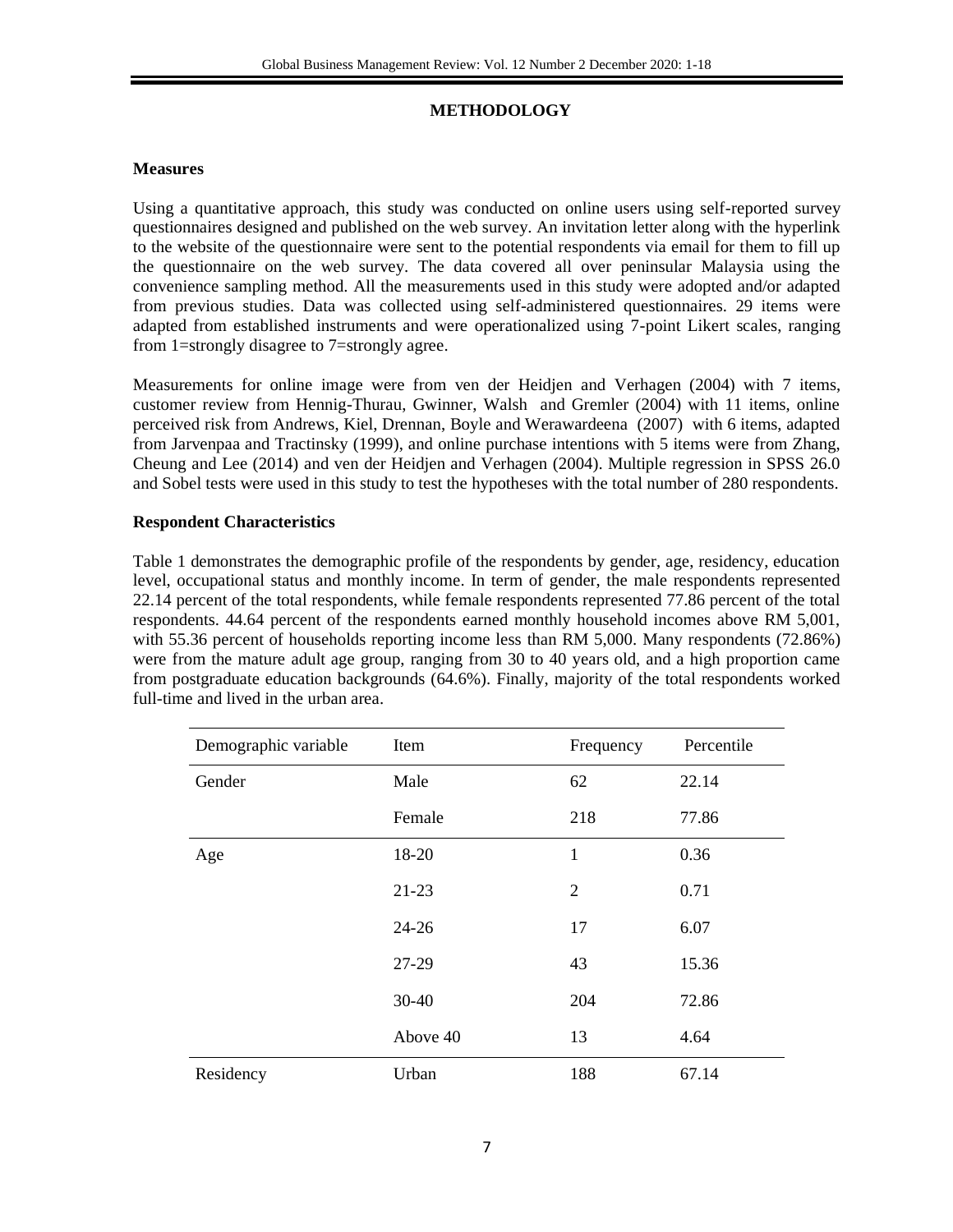## METHODOLOGY

### Measures

Using a quantitative approach, this study was conducted on online users using self-reported survey questionnaires designed and published on the web survey. An invitation letter along with the hyperlink to the website of the questionnaire were sent to the potential respondents via email for them to fill up the questionnaire on the web survey. The data covered all over peninsular Malaysia using the convenience sampling method. All the measurements used in this study were adopted and/or adapted from previous studies. Data was collected using self-administered questionnaires. 29 items were adapted from established instruments and were operationalized using 7-point Likert scales, ranging from 1=strongly disagree to 7=strongly agree.

Measurements for online image were from ven der Heidjen and Verhagen (2004) with 7 items, customer review from Hennig-Thurau, Gwinner, Walsh and Gremler (2004) with 11 items, online perceived risk from Andrews, Kiel, Drennan, Boyle and Werawardeena (2007) with 6 items, adapted from Jarvenpaa and Tractinsky (1999), and online purchase intentions with 5 items were from Zhang, Cheung and Lee (2014) and ven der Heidjen and Verhagen (2004). Multiple regression in SPSS 26.0 and Sobel tests were used in this study to test the hypotheses with the total number of 280 respondents.

### Respondent Characteristics

Table 1 demonstrates the demographic profile of the respondents by gender, age, residency, education level, occupational status and monthly income. In term of gender, the male respondents represented 22.14 percent of the total respondents, while female respondents represented 77.86 percent of the total respondents. 44.64 percent of the respondents earned monthly household incomes above RM 5,001, with 55.36 percent of households reporting income less than RM 5,000. Many respondents (72.86%) were from the mature adult age group, ranging from 30 to 40 years old, and a high proportion came from postgraduate education backgrounds (64.6%). Finally, majority of the total respondents worked full-time and lived in the urban area.

| Demographic variable | Item | Frequency | Percentile |
|---|---|---|---|
| Gender | Male | 62 | 22.14 |
| | Female | 218 | 77.86 |
| Age | 18-20 | 1 | 0.36 |
| | 21-23 | 2 | 0.71 |
| | 24-26 | 17 | 6.07 |
| | 27-29 | 43 | 15.36 |
| | 30-40 | 204 | 72.86 |
| | Above 40 | 13 | 4.64 |
| Residency | Urban | 188 | 67.14 |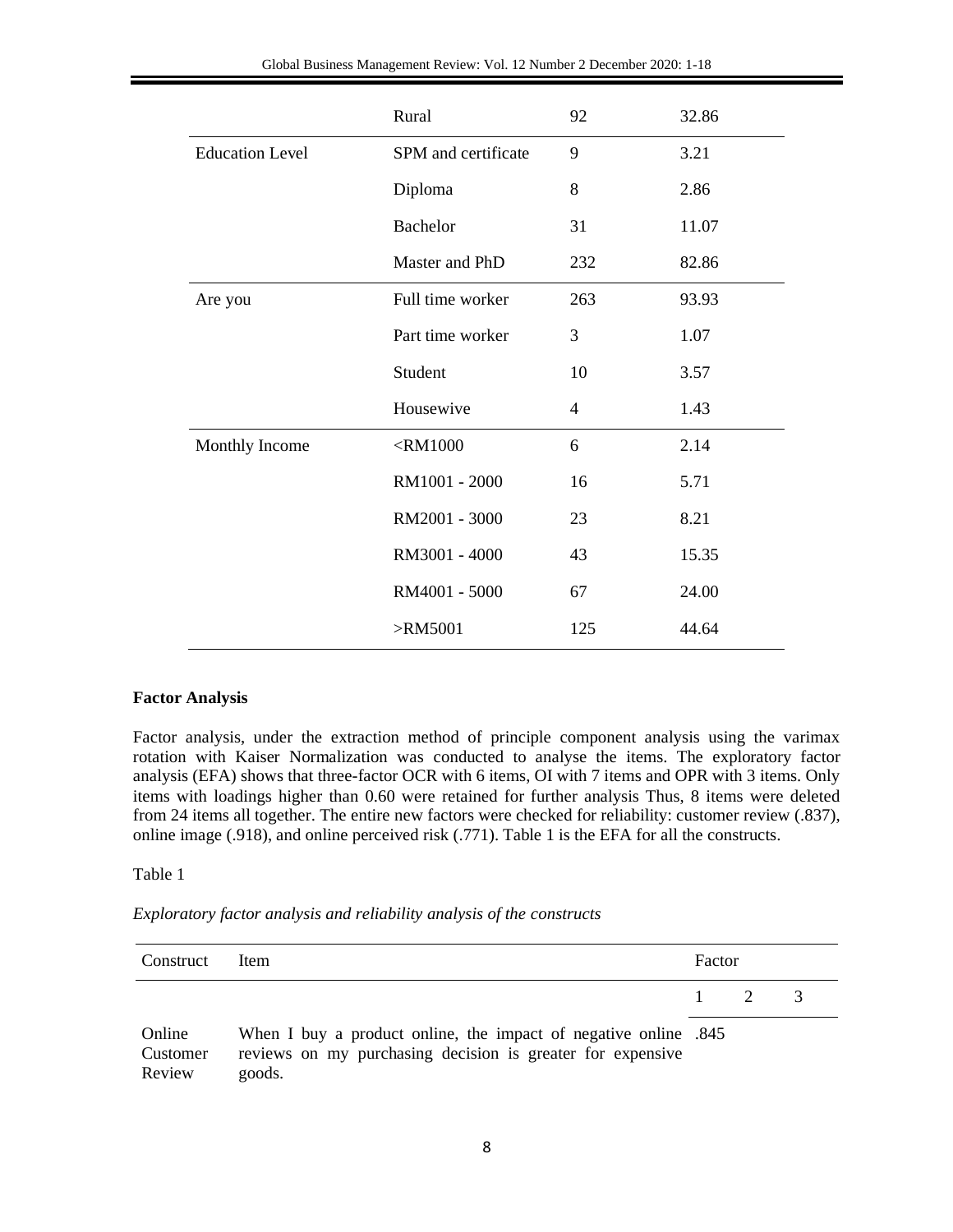| | | | |
|---|---|---|---|
| | Rural | 92 | 32.86 |
| Education Level | SPM and certificate | 9 | 3.21 |
| | Diploma | 8 | 2.86 |
| | Bachelor | 31 | 11.07 |
| | Master and PhD | 232 | 82.86 |
| Are you | Full time worker | 263 | 93.93 |
| | Part time worker | 3 | 1.07 |
| | Student | 10 | 3.57 |
| | Housewive | 4 | 1.43 |
| Monthly Income | <RM1000 | 6 | 2.14 |
| | RM1001 - 2000 | 16 | 5.71 |
| | RM2001 - 3000 | 23 | 8.21 |
| | RM3001 - 4000 | 43 | 15.35 |
| | RM4001 - 5000 | 67 | 24.00 |
| | >RM5001 | 125 | 44.64 |

**Factor Analysis**

Factor analysis, under the extraction method of principle component analysis using the varimax rotation with Kaiser Normalization was conducted to analyse the items. The exploratory factor analysis (EFA) shows that three-factor OCR with 6 items, OI with 7 items and OPR with 3 items. Only items with loadings higher than 0.60 were retained for further analysis Thus, 8 items were deleted from 24 items all together. The entire new factors were checked for reliability: customer review (.837), online image (.918), and online perceived risk (.771). Table 1 is the EFA for all the constructs.

Table 1

*Exploratory factor analysis and reliability analysis of the constructs*

| Construct | Item | Factor | | |
|---|---|---|---|---|
| | | 1 | 2 | 3 |
| Online Customer Review | When I buy a product online, the impact of negative online reviews on my purchasing decision is greater for expensive goods. | .845 | | |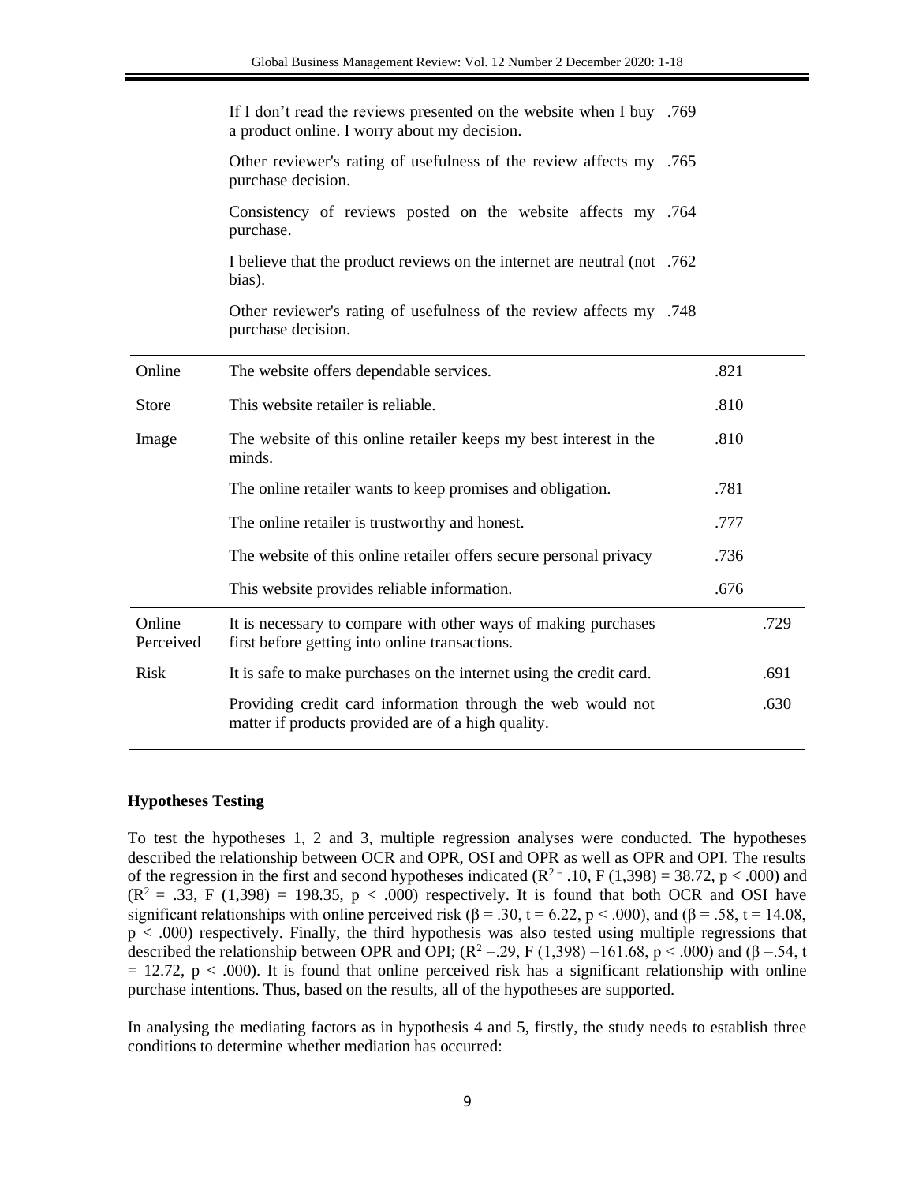| | | | | |
|---|---|---|---|---|
| | If I don't read the reviews presented on the website when I buy a product online. I worry about my decision. | .769 | | |
| | Other reviewer's rating of usefulness of the review affects my purchase decision. | .765 | | |
| | Consistency of reviews posted on the website affects my purchase. | .764 | | |
| | I believe that the product reviews on the internet are neutral (not bias). | .762 | | |
| | Other reviewer's rating of usefulness of the review affects my purchase decision. | .748 | | |
| Online | The website offers dependable services. | | .821 | |
| Store | This website retailer is reliable. | | .810 | |
| Image | The website of this online retailer keeps my best interest in the minds. | | .810 | |
| | The online retailer wants to keep promises and obligation. | | .781 | |
| | The online retailer is trustworthy and honest. | | .777 | |
| | The website of this online retailer offers secure personal privacy | | .736 | |
| | This website provides reliable information. | | .676 | |
| Online Perceived | It is necessary to compare with other ways of making purchases first before getting into online transactions. | | | .729 |
| Risk | It is safe to make purchases on the internet using the credit card. | | | .691 |
| | Providing credit card information through the web would not matter if products provided are of a high quality. | | | .630 |

## Hypotheses Testing

To test the hypotheses 1, 2 and 3, multiple regression analyses were conducted. The hypotheses described the relationship between OCR and OPR, OSI and OPR as well as OPR and OPI. The results of the regression in the first and second hypotheses indicated ($R^2 = .10$, $F(1,398) = 38.72$, $p < .000$) and ($R^2 = .33$, $F(1,398) = 198.35$, $p < .000$) respectively. It is found that both OCR and OSI have significant relationships with online perceived risk ($\beta = .30$, $t = 6.22$, $p < .000$), and ($\beta = .58$, $t = 14.08$, $p < .000$) respectively. Finally, the third hypothesis was also tested using multiple regressions that described the relationship between OPR and OPI; ($R^2 = .29$, $F(1,398) = 161.68$, $p < .000$) and ($\beta = .54$, $t = 12.72$, $p < .000$). It is found that online perceived risk has a significant relationship with online purchase intentions. Thus, based on the results, all of the hypotheses are supported.

In analysing the mediating factors as in hypothesis 4 and 5, firstly, the study needs to establish three conditions to determine whether mediation has occurred: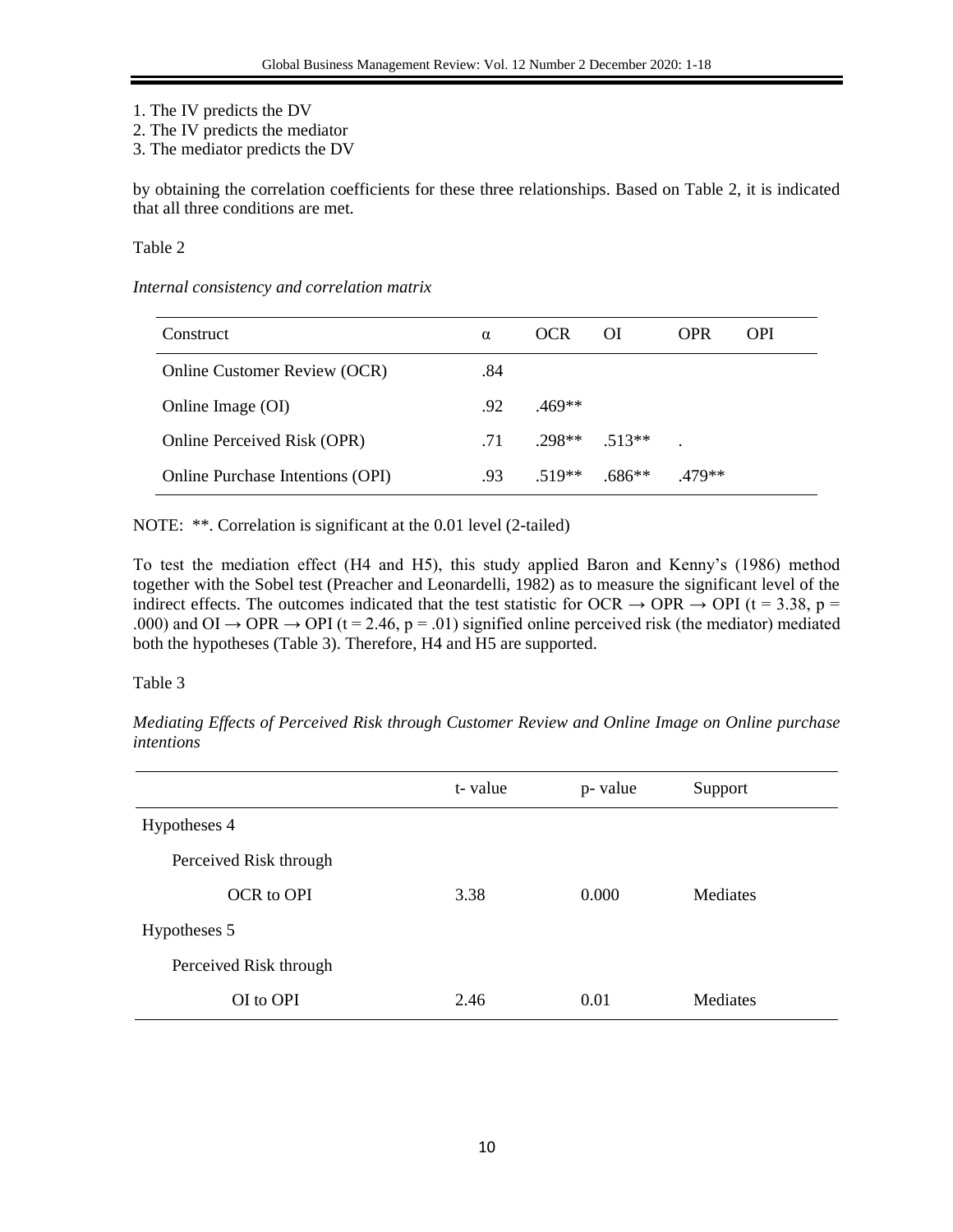1. The IV predicts the DV
2. The IV predicts the mediator
3. The mediator predicts the DV

by obtaining the correlation coefficients for these three relationships. Based on Table 2, it is indicated that all three conditions are met.

Table 2

*Internal consistency and correlation matrix*

| Construct | α | OCR | OI | OPR | OPI |
|---|---|---|---|---|---|
| Online Customer Review (OCR) | .84 | | | | |
| Online Image (OI) | .92 | .469** | | | |
| Online Perceived Risk (OPR) | .71 | .298** | .513** | . | |
| Online Purchase Intentions (OPI) | .93 | .519** | .686** | .479** | |

NOTE: **. Correlation is significant at the 0.01 level (2-tailed)

To test the mediation effect (H4 and H5), this study applied Baron and Kenny's (1986) method together with the Sobel test (Preacher and Leonardelli, 1982) as to measure the significant level of the indirect effects. The outcomes indicated that the test statistic for OCR → OPR → OPI ($t = 3.38$, $p = .000$) and OI → OPR → OPI ($t = 2.46$, $p = .01$) signified online perceived risk (the mediator) mediated both the hypotheses (Table 3). Therefore, H4 and H5 are supported.

Table 3

*Mediating Effects of Perceived Risk through Customer Review and Online Image on Online purchase intentions*

| | t- value | p- value | Support |
|---|---|---|---|
| Hypotheses 4 | | | |
| Perceived Risk through | | | |
| OCR to OPI | 3.38 | 0.000 | Mediates |
| Hypotheses 5 | | | |
| Perceived Risk through | | | |
| OI to OPI | 2.46 | 0.01 | Mediates |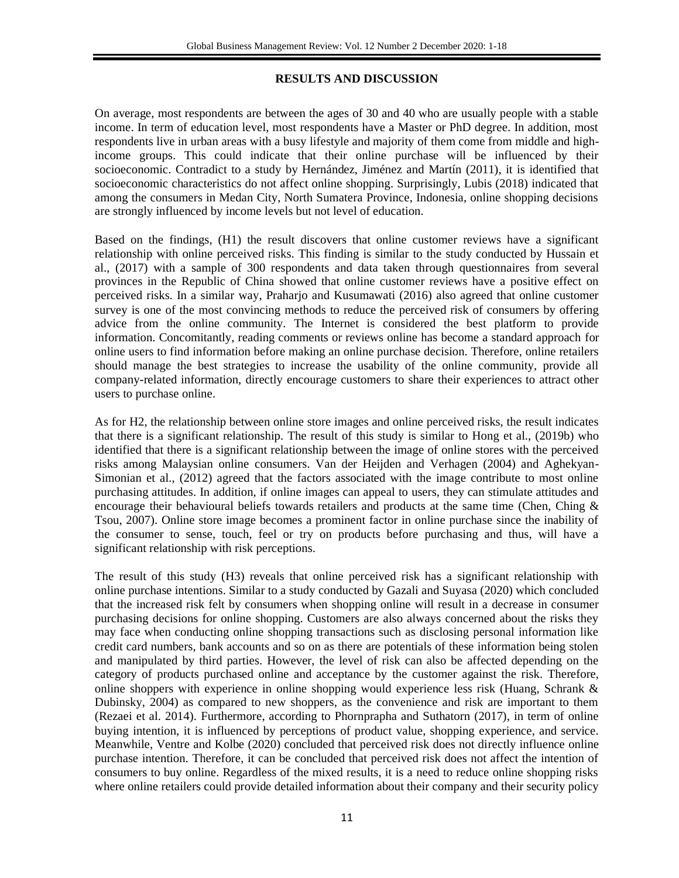## RESULTS AND DISCUSSION

On average, most respondents are between the ages of 30 and 40 who are usually people with a stable income. In term of education level, most respondents have a Master or PhD degree. In addition, most respondents live in urban areas with a busy lifestyle and majority of them come from middle and high-income groups. This could indicate that their online purchase will be influenced by their socioeconomic. Contradict to a study by Hernández, Jiménez and Martín (2011), it is identified that socioeconomic characteristics do not affect online shopping. Surprisingly, Lubis (2018) indicated that among the consumers in Medan City, North Sumatera Province, Indonesia, online shopping decisions are strongly influenced by income levels but not level of education.

Based on the findings, (H1) the result discovers that online customer reviews have a significant relationship with online perceived risks. This finding is similar to the study conducted by Hussain et al., (2017) with a sample of 300 respondents and data taken through questionnaires from several provinces in the Republic of China showed that online customer reviews have a positive effect on perceived risks. In a similar way, Praharjo and Kusumawati (2016) also agreed that online customer survey is one of the most convincing methods to reduce the perceived risk of consumers by offering advice from the online community. The Internet is considered the best platform to provide information. Concomitantly, reading comments or reviews online has become a standard approach for online users to find information before making an online purchase decision. Therefore, online retailers should manage the best strategies to increase the usability of the online community, provide all company-related information, directly encourage customers to share their experiences to attract other users to purchase online.

As for H2, the relationship between online store images and online perceived risks, the result indicates that there is a significant relationship. The result of this study is similar to Hong et al., (2019b) who identified that there is a significant relationship between the image of online stores with the perceived risks among Malaysian online consumers. Van der Heijden and Verhagen (2004) and Aghekyan-Simonian et al., (2012) agreed that the factors associated with the image contribute to most online purchasing attitudes. In addition, if online images can appeal to users, they can stimulate attitudes and encourage their behavioural beliefs towards retailers and products at the same time (Chen, Ching & Tsou, 2007). Online store image becomes a prominent factor in online purchase since the inability of the consumer to sense, touch, feel or try on products before purchasing and thus, will have a significant relationship with risk perceptions.

The result of this study (H3) reveals that online perceived risk has a significant relationship with online purchase intentions. Similar to a study conducted by Gazali and Suyasa (2020) which concluded that the increased risk felt by consumers when shopping online will result in a decrease in consumer purchasing decisions for online shopping. Customers are also always concerned about the risks they may face when conducting online shopping transactions such as disclosing personal information like credit card numbers, bank accounts and so on as there are potentials of these information being stolen and manipulated by third parties. However, the level of risk can also be affected depending on the category of products purchased online and acceptance by the customer against the risk. Therefore, online shoppers with experience in online shopping would experience less risk (Huang, Schrank & Dubinsky, 2004) as compared to new shoppers, as the convenience and risk are important to them (Rezaei et al. 2014). Furthermore, according to Phornprapha and Suthatorn (2017), in term of online buying intention, it is influenced by perceptions of product value, shopping experience, and service. Meanwhile, Ventre and Kolbe (2020) concluded that perceived risk does not directly influence online purchase intention. Therefore, it can be concluded that perceived risk does not affect the intention of consumers to buy online. Regardless of the mixed results, it is a need to reduce online shopping risks where online retailers could provide detailed information about their company and their security policy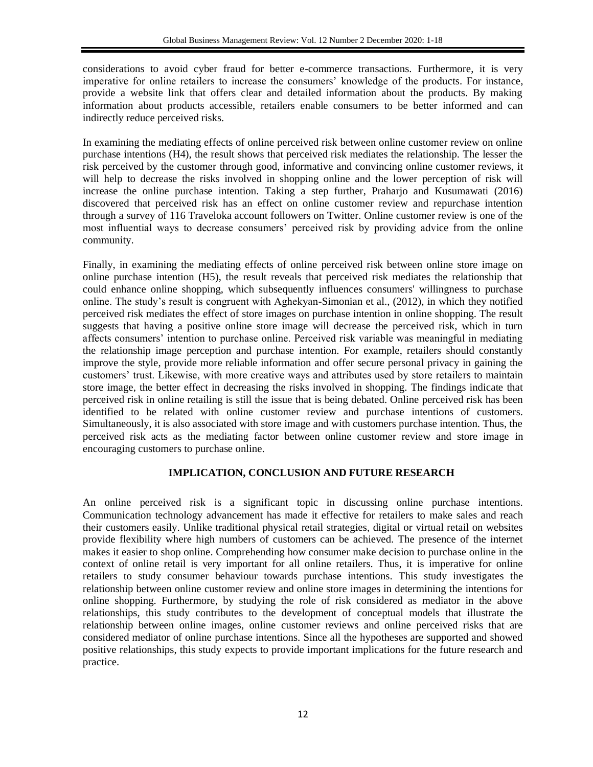considerations to avoid cyber fraud for better e-commerce transactions. Furthermore, it is very imperative for online retailers to increase the consumers' knowledge of the products. For instance, provide a website link that offers clear and detailed information about the products. By making information about products accessible, retailers enable consumers to be better informed and can indirectly reduce perceived risks.

In examining the mediating effects of online perceived risk between online customer review on online purchase intentions (H4), the result shows that perceived risk mediates the relationship. The lesser the risk perceived by the customer through good, informative and convincing online customer reviews, it will help to decrease the risks involved in shopping online and the lower perception of risk will increase the online purchase intention. Taking a step further, Praharjo and Kusumawati (2016) discovered that perceived risk has an effect on online customer review and repurchase intention through a survey of 116 Traveloka account followers on Twitter. Online customer review is one of the most influential ways to decrease consumers' perceived risk by providing advice from the online community.

Finally, in examining the mediating effects of online perceived risk between online store image on online purchase intention (H5), the result reveals that perceived risk mediates the relationship that could enhance online shopping, which subsequently influences consumers' willingness to purchase online. The study's result is congruent with Aghekyan-Simonian et al., (2012), in which they notified perceived risk mediates the effect of store images on purchase intention in online shopping. The result suggests that having a positive online store image will decrease the perceived risk, which in turn affects consumers' intention to purchase online. Perceived risk variable was meaningful in mediating the relationship image perception and purchase intention. For example, retailers should constantly improve the style, provide more reliable information and offer secure personal privacy in gaining the customers' trust. Likewise, with more creative ways and attributes used by store retailers to maintain store image, the better effect in decreasing the risks involved in shopping. The findings indicate that perceived risk in online retailing is still the issue that is being debated. Online perceived risk has been identified to be related with online customer review and purchase intentions of customers. Simultaneously, it is also associated with store image and with customers purchase intention. Thus, the perceived risk acts as the mediating factor between online customer review and store image in encouraging customers to purchase online.

## IMPLICATION, CONCLUSION AND FUTURE RESEARCH

An online perceived risk is a significant topic in discussing online purchase intentions. Communication technology advancement has made it effective for retailers to make sales and reach their customers easily. Unlike traditional physical retail strategies, digital or virtual retail on websites provide flexibility where high numbers of customers can be achieved. The presence of the internet makes it easier to shop online. Comprehending how consumer make decision to purchase online in the context of online retail is very important for all online retailers. Thus, it is imperative for online retailers to study consumer behaviour towards purchase intentions. This study investigates the relationship between online customer review and online store images in determining the intentions for online shopping. Furthermore, by studying the role of risk considered as mediator in the above relationships, this study contributes to the development of conceptual models that illustrate the relationship between online images, online customer reviews and online perceived risks that are considered mediator of online purchase intentions. Since all the hypotheses are supported and showed positive relationships, this study expects to provide important implications for the future research and practice.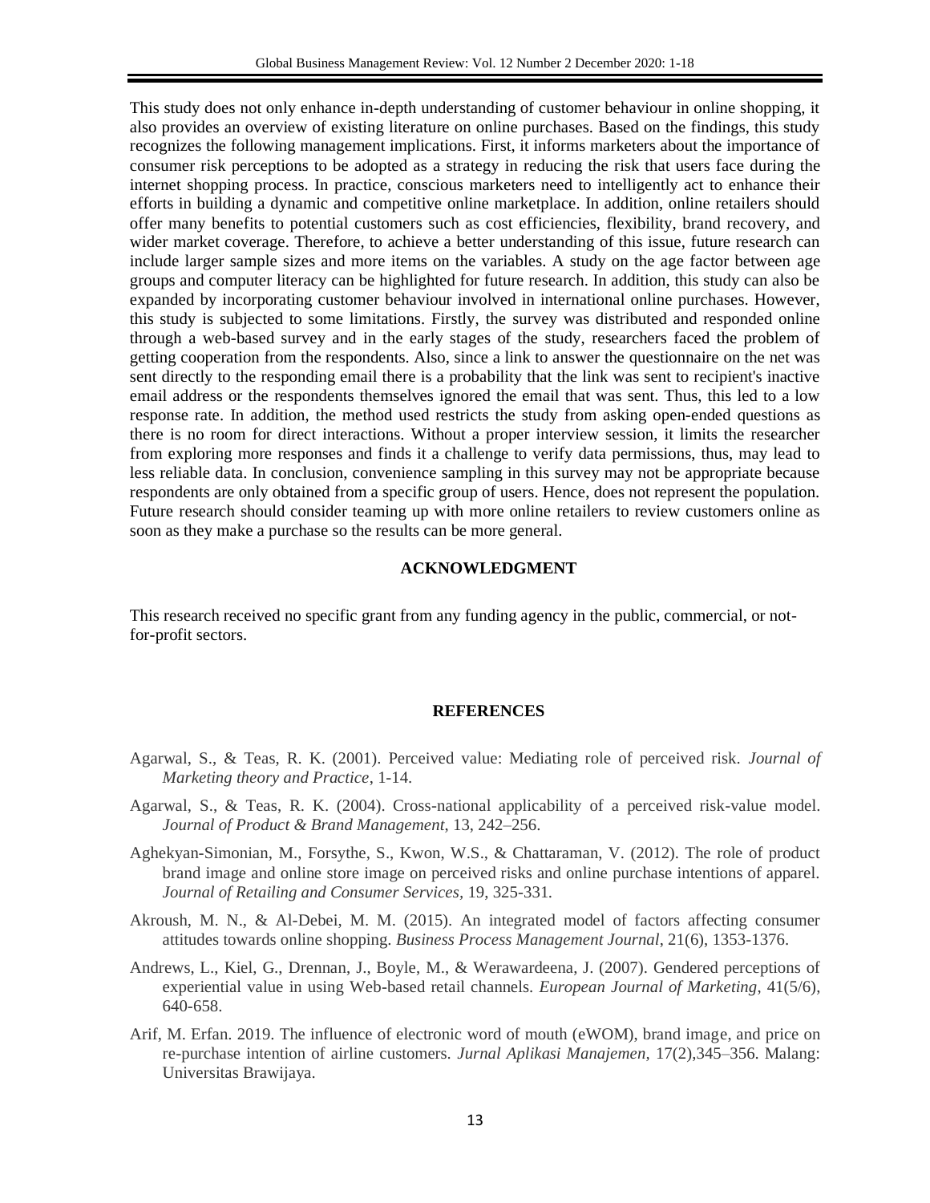This study does not only enhance in-depth understanding of customer behaviour in online shopping, it also provides an overview of existing literature on online purchases. Based on the findings, this study recognizes the following management implications. First, it informs marketers about the importance of consumer risk perceptions to be adopted as a strategy in reducing the risk that users face during the internet shopping process. In practice, conscious marketers need to intelligently act to enhance their efforts in building a dynamic and competitive online marketplace. In addition, online retailers should offer many benefits to potential customers such as cost efficiencies, flexibility, brand recovery, and wider market coverage. Therefore, to achieve a better understanding of this issue, future research can include larger sample sizes and more items on the variables. A study on the age factor between age groups and computer literacy can be highlighted for future research. In addition, this study can also be expanded by incorporating customer behaviour involved in international online purchases. However, this study is subjected to some limitations. Firstly, the survey was distributed and responded online through a web-based survey and in the early stages of the study, researchers faced the problem of getting cooperation from the respondents. Also, since a link to answer the questionnaire on the net was sent directly to the responding email there is a probability that the link was sent to recipient's inactive email address or the respondents themselves ignored the email that was sent. Thus, this led to a low response rate. In addition, the method used restricts the study from asking open-ended questions as there is no room for direct interactions. Without a proper interview session, it limits the researcher from exploring more responses and finds it a challenge to verify data permissions, thus, may lead to less reliable data. In conclusion, convenience sampling in this survey may not be appropriate because respondents are only obtained from a specific group of users. Hence, does not represent the population. Future research should consider teaming up with more online retailers to review customers online as soon as they make a purchase so the results can be more general.

## ACKNOWLEDGMENT

This research received no specific grant from any funding agency in the public, commercial, or not-for-profit sectors.

## REFERENCES

Agarwal, S., & Teas, R. K. (2001). Perceived value: Mediating role of perceived risk. *Journal of Marketing theory and Practice*, 1-14.

Agarwal, S., & Teas, R. K. (2004). Cross-national applicability of a perceived risk-value model. *Journal of Product & Brand Management*, 13, 242–256.

Aghekyan-Simonian, M., Forsythe, S., Kwon, W.S., & Chattaraman, V. (2012). The role of product brand image and online store image on perceived risks and online purchase intentions of apparel. *Journal of Retailing and Consumer Services*, 19, 325-331.

Akroush, M. N., & Al-Debei, M. M. (2015). An integrated model of factors affecting consumer attitudes towards online shopping. *Business Process Management Journal*, 21(6), 1353-1376.

Andrews, L., Kiel, G., Drennan, J., Boyle, M., & Werawardeena, J. (2007). Gendered perceptions of experiential value in using Web-based retail channels. *European Journal of Marketing*, 41(5/6), 640-658.

Arif, M. Erfan. 2019. The influence of electronic word of mouth (eWOM), brand image, and price on re-purchase intention of airline customers. *Jurnal Aplikasi Manajemen*, 17(2),345–356. Malang: Universitas Brawijaya.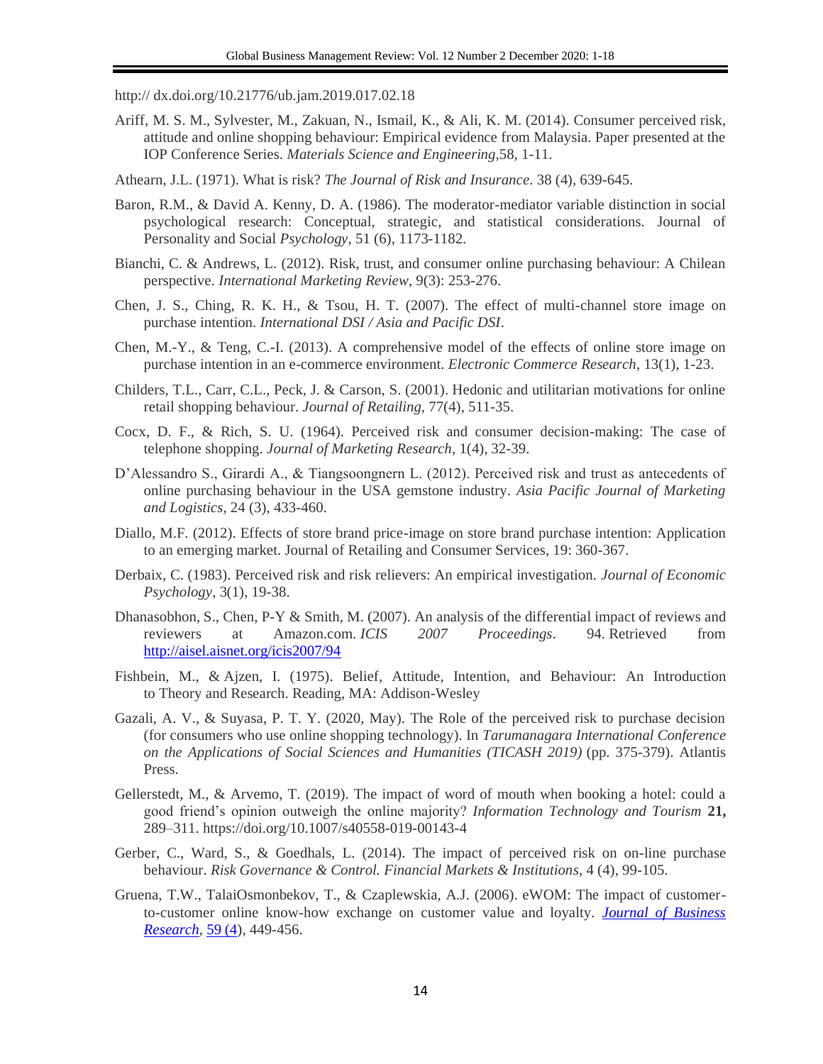http:// dx.doi.org/10.21776/ub.jam.2019.017.02.18

Ariff, M. S. M., Sylvester, M., Zakuan, N., Ismail, K., & Ali, K. M. (2014). Consumer perceived risk, attitude and online shopping behaviour: Empirical evidence from Malaysia. Paper presented at the IOP Conference Series. *Materials Science and Engineering*,58, 1-11.

Athearn, J.L. (1971). What is risk? *The Journal of Risk and Insurance*. 38 (4), 639-645.

Baron, R.M., & David A. Kenny, D. A. (1986). The moderator-mediator variable distinction in social psychological research: Conceptual, strategic, and statistical considerations. Journal of Personality and Social *Psychology*, 51 (6), 1173-1182.

Bianchi, C. & Andrews, L. (2012). Risk, trust, and consumer online purchasing behaviour: A Chilean perspective. *International Marketing Review*, 9(3): 253-276.

Chen, J. S., Ching, R. K. H., & Tsou, H. T. (2007). The effect of multi-channel store image on purchase intention. *International DSI / Asia and Pacific DSI*.

Chen, M.-Y., & Teng, C.-I. (2013). A comprehensive model of the effects of online store image on purchase intention in an e-commerce environment. *Electronic Commerce Research*, 13(1), 1-23.

Childers, T.L., Carr, C.L., Peck, J. & Carson, S. (2001). Hedonic and utilitarian motivations for online retail shopping behaviour. *Journal of Retailing,* 77(4), 511-35.

Cocx, D. F., & Rich, S. U. (1964). Perceived risk and consumer decision-making: The case of telephone shopping. *Journal of Marketing Research*, 1(4), 32-39.

D'Alessandro S., Girardi A., & Tiangsoongnern L. (2012). Perceived risk and trust as antecedents of online purchasing behaviour in the USA gemstone industry. *Asia Pacific Journal of Marketing and Logistics,* 24 (3), 433-460.

Diallo, M.F. (2012). Effects of store brand price-image on store brand purchase intention: Application to an emerging market. Journal of Retailing and Consumer Services, 19: 360-367.

Derbaix, C. (1983). Perceived risk and risk relievers: An empirical investigation. *Journal of Economic Psychology*, 3(1), 19-38.

Dhanasobhon, S., Chen, P-Y & Smith, M. (2007). An analysis of the differential impact of reviews and reviewers at Amazon.com. *ICIS 2007 Proceedings*. 94. Retrieved from http://aisel.aisnet.org/icis2007/94

Fishbein, M., & Ajzen, I. (1975). Belief, Attitude, Intention, and Behaviour: An Introduction to Theory and Research. Reading, MA: Addison-Wesley

Gazali, A. V., & Suyasa, P. T. Y. (2020, May). The Role of the perceived risk to purchase decision (for consumers who use online shopping technology). In *Tarumanagara International Conference on the Applications of Social Sciences and Humanities (TICASH 2019)* (pp. 375-379). Atlantis Press.

Gellerstedt, M., & Arvemo, T. (2019). The impact of word of mouth when booking a hotel: could a good friend's opinion outweigh the online majority? *Information Technology and Tourism* **21,** 289–311. https://doi.org/10.1007/s40558-019-00143-4

Gerber, C., Ward, S., & Goedhals, L. (2014). The impact of perceived risk on on-line purchase behaviour. *Risk Governance & Control. Financial Markets & Institutions*, 4 (4), 99-105.

Gruena, T.W., TalaiOsmonbekov, T., & Czaplewskia, A.J. (2006). eWOM: The impact of customer-to-customer online know-how exchange on customer value and loyalty. *Journal of Business Research*, 59 (4), 449-456.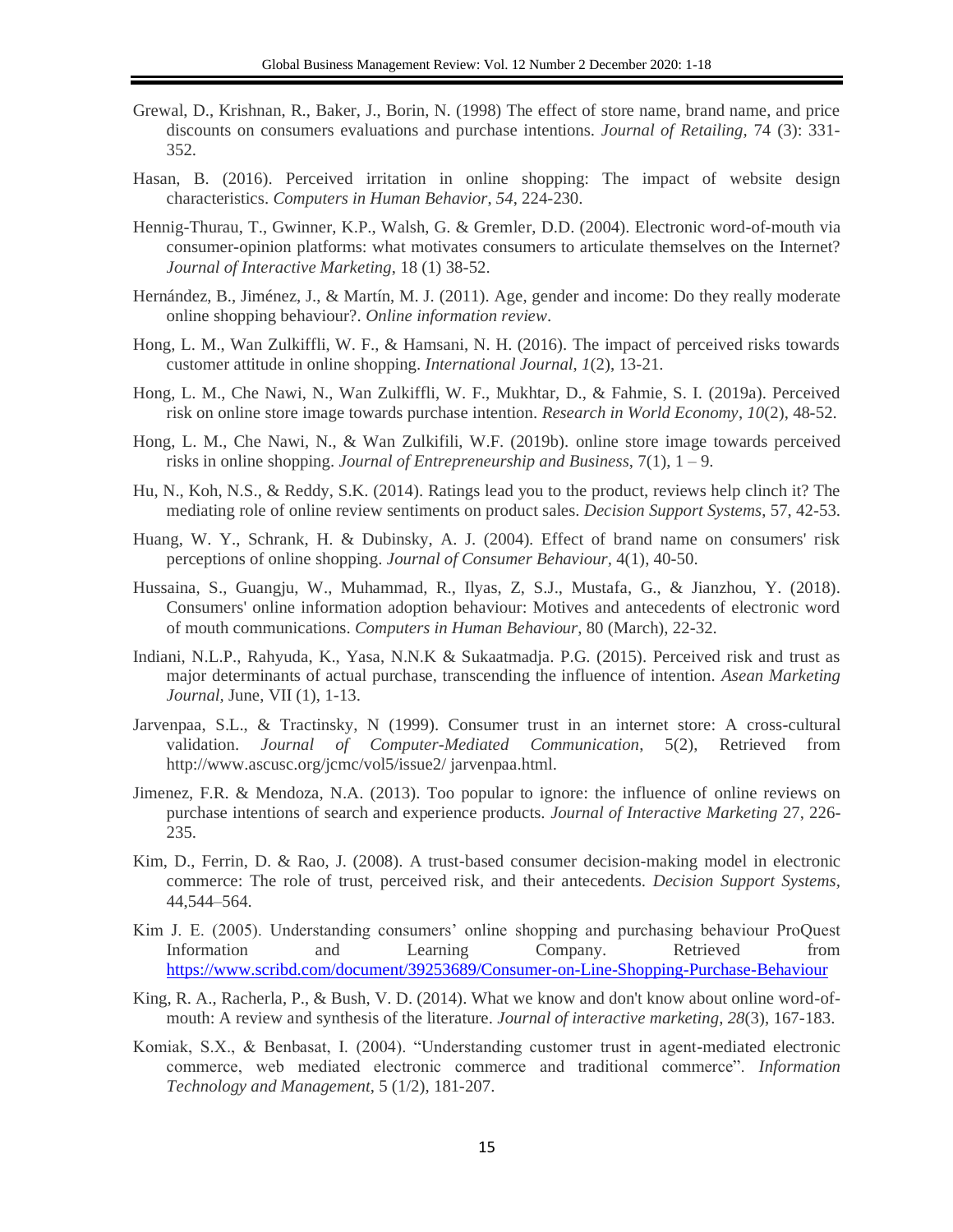Grewal, D., Krishnan, R., Baker, J., Borin, N. (1998) The effect of store name, brand name, and price discounts on consumers evaluations and purchase intentions. *Journal of Retailing*, 74 (3): 331-352.

Hasan, B. (2016). Perceived irritation in online shopping: The impact of website design characteristics. *Computers in Human Behavior*, *54*, 224-230.

Hennig-Thurau, T., Gwinner, K.P., Walsh, G. & Gremler, D.D. (2004). Electronic word-of-mouth via consumer-opinion platforms: what motivates consumers to articulate themselves on the Internet? *Journal of Interactive Marketing*, 18 (1) 38-52.

Hernández, B., Jiménez, J., & Martín, M. J. (2011). Age, gender and income: Do they really moderate online shopping behaviour?. *Online information review*.

Hong, L. M., Wan Zulkiffli, W. F., & Hamsani, N. H. (2016). The impact of perceived risks towards customer attitude in online shopping. *International Journal*, *1*(2), 13-21.

Hong, L. M., Che Nawi, N., Wan Zulkiffli, W. F., Mukhtar, D., & Fahmie, S. I. (2019a). Perceived risk on online store image towards purchase intention. *Research in World Economy*, *10*(2), 48-52.

Hong, L. M., Che Nawi, N., & Wan Zulkifili, W.F. (2019b). online store image towards perceived risks in online shopping. *Journal of Entrepreneurship and Business*, 7(1), 1 – 9.

Hu, N., Koh, N.S., & Reddy, S.K. (2014). Ratings lead you to the product, reviews help clinch it? The mediating role of online review sentiments on product sales. *Decision Support Systems*, 57, 42-53.

Huang, W. Y., Schrank, H. & Dubinsky, A. J. (2004). Effect of brand name on consumers' risk perceptions of online shopping. *Journal of Consumer Behaviour*, 4(1), 40-50.

Hussaina, S., Guangju, W., Muhammad, R., Ilyas, Z, S.J., Mustafa, G., & Jianzhou, Y. (2018). Consumers' online information adoption behaviour: Motives and antecedents of electronic word of mouth communications. *Computers in Human Behaviour*, 80 (March), 22-32.

Indiani, N.L.P., Rahyuda, K., Yasa, N.N.K & Sukaatmadja. P.G. (2015). Perceived risk and trust as major determinants of actual purchase, transcending the influence of intention. *Asean Marketing Journal*, June, VII (1), 1-13.

Jarvenpaa, S.L., & Tractinsky, N (1999). Consumer trust in an internet store: A cross-cultural validation. *Journal of Computer-Mediated Communication*, 5(2), Retrieved from http://www.ascusc.org/jcmc/vol5/issue2/ jarvenpaa.html.

Jimenez, F.R. & Mendoza, N.A. (2013). Too popular to ignore: the influence of online reviews on purchase intentions of search and experience products. *Journal of Interactive Marketing* 27, 226-235.

Kim, D., Ferrin, D. & Rao, J. (2008). A trust-based consumer decision-making model in electronic commerce: The role of trust, perceived risk, and their antecedents. *Decision Support Systems*, 44,544–564.

Kim J. E. (2005). Understanding consumers' online shopping and purchasing behaviour ProQuest Information and Learning Company. Retrieved from https://www.scribd.com/document/39253689/Consumer-on-Line-Shopping-Purchase-Behaviour

King, R. A., Racherla, P., & Bush, V. D. (2014). What we know and don't know about online word-of-mouth: A review and synthesis of the literature. *Journal of interactive marketing*, *28*(3), 167-183.

Komiak, S.X., & Benbasat, I. (2004). "Understanding customer trust in agent-mediated electronic commerce, web mediated electronic commerce and traditional commerce". *Information Technology and Management*, 5 (1/2), 181-207.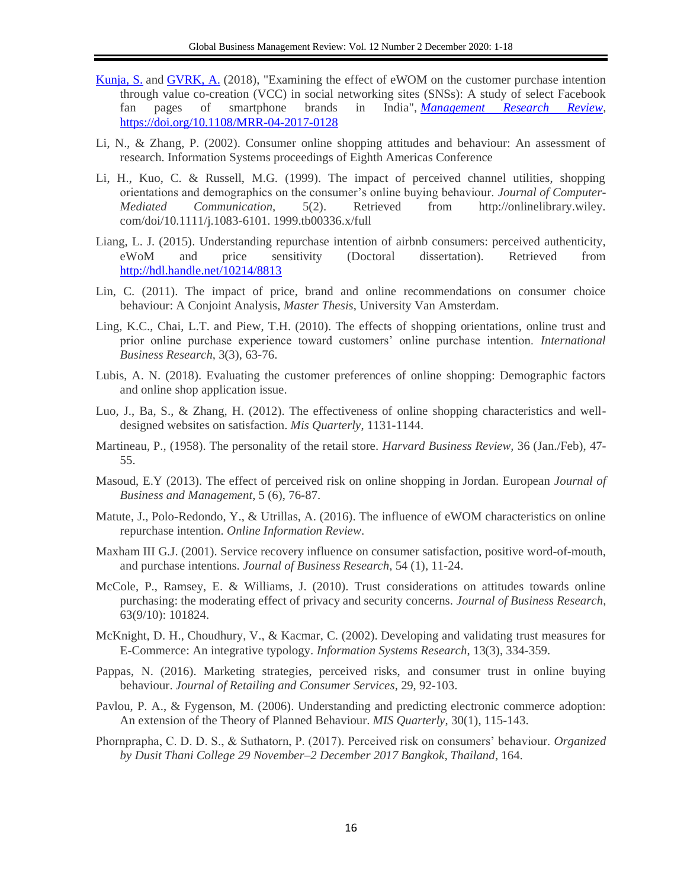Kunja, S. and GVRK, A. (2018), "Examining the effect of eWOM on the customer purchase intention through value co-creation (VCC) in social networking sites (SNSs): A study of select Facebook fan pages of smartphone brands in India", *Management Research Review*, https://doi.org/10.1108/MRR-04-2017-0128

Li, N., & Zhang, P. (2002). Consumer online shopping attitudes and behaviour: An assessment of research. Information Systems proceedings of Eighth Americas Conference

Li, H., Kuo, C. & Russell, M.G. (1999). The impact of perceived channel utilities, shopping orientations and demographics on the consumer's online buying behaviour. *Journal of Computer-Mediated Communication*, 5(2). Retrieved from http://onlinelibrary.wiley. com/doi/10.1111/j.1083-6101. 1999.tb00336.x/full

Liang, L. J. (2015). Understanding repurchase intention of airbnb consumers: perceived authenticity, eWoM and price sensitivity (Doctoral dissertation). Retrieved from http://hdl.handle.net/10214/8813

Lin, C. (2011). The impact of price, brand and online recommendations on consumer choice behaviour: A Conjoint Analysis, *Master Thesis*, University Van Amsterdam.

Ling, K.C., Chai, L.T. and Piew, T.H. (2010). The effects of shopping orientations, online trust and prior online purchase experience toward customers' online purchase intention. *International Business Research*, 3(3), 63-76.

Lubis, A. N. (2018). Evaluating the customer preferences of online shopping: Demographic factors and online shop application issue.

Luo, J., Ba, S., & Zhang, H. (2012). The effectiveness of online shopping characteristics and well-designed websites on satisfaction. *Mis Quarterly*, 1131-1144.

Martineau, P., (1958). The personality of the retail store. *Harvard Business Review*, 36 (Jan./Feb), 47-55.

Masoud, E.Y (2013). The effect of perceived risk on online shopping in Jordan. European *Journal of Business and Management*, 5 (6), 76-87.

Matute, J., Polo-Redondo, Y., & Utrillas, A. (2016). The influence of eWOM characteristics on online repurchase intention. *Online Information Review*.

Maxham III G.J. (2001). Service recovery influence on consumer satisfaction, positive word-of-mouth, and purchase intentions. *Journal of Business Research*, 54 (1), 11-24.

McCole, P., Ramsey, E. & Williams, J. (2010). Trust considerations on attitudes towards online purchasing: the moderating effect of privacy and security concerns. *Journal of Business Research*, 63(9/10): 101824.

McKnight, D. H., Choudhury, V., & Kacmar, C. (2002). Developing and validating trust measures for E-Commerce: An integrative typology. *Information Systems Research*, 13(3), 334-359.

Pappas, N. (2016). Marketing strategies, perceived risks, and consumer trust in online buying behaviour. *Journal of Retailing and Consumer Services*, 29, 92-103.

Pavlou, P. A., & Fygenson, M. (2006). Understanding and predicting electronic commerce adoption: An extension of the Theory of Planned Behaviour. *MIS Quarterly*, 30(1), 115-143.

Phornprapha, C. D. D. S., & Suthatorn, P. (2017). Perceived risk on consumers' behaviour. *Organized by Dusit Thani College 29 November–2 December 2017 Bangkok, Thailand*, 164.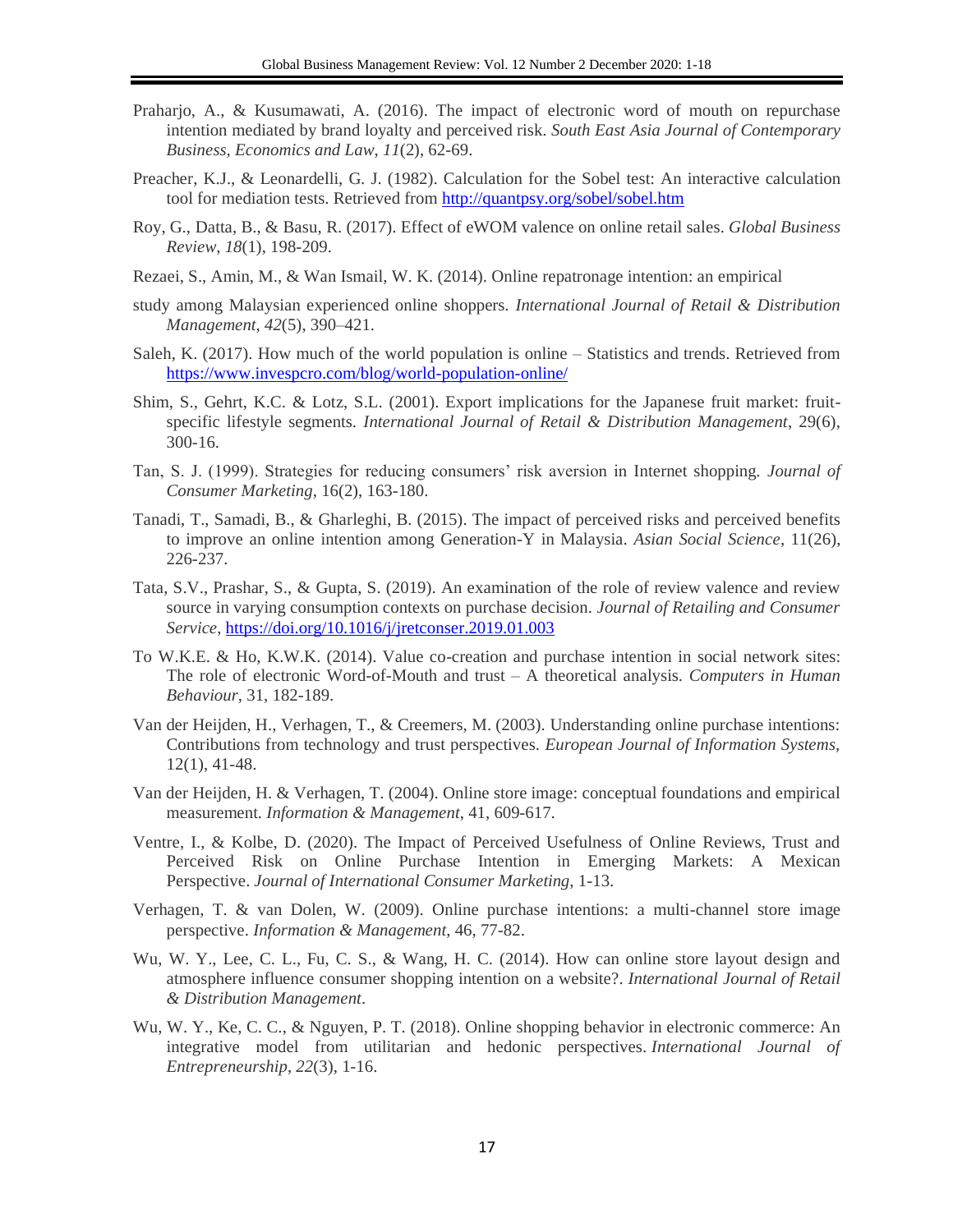Praharjo, A., & Kusumawati, A. (2016). The impact of electronic word of mouth on repurchase intention mediated by brand loyalty and perceived risk. *South East Asia Journal of Contemporary Business, Economics and Law*, *11*(2), 62-69.

Preacher, K.J., & Leonardelli, G. J. (1982). Calculation for the Sobel test: An interactive calculation tool for mediation tests. Retrieved from http://quantpsy.org/sobel/sobel.htm

Roy, G., Datta, B., & Basu, R. (2017). Effect of eWOM valence on online retail sales. *Global Business Review*, *18*(1), 198-209.

Rezaei, S., Amin, M., & Wan Ismail, W. K. (2014). Online repatronage intention: an empirical

study among Malaysian experienced online shoppers. *International Journal of Retail & Distribution Management*, *42*(5), 390–421.

Saleh, K. (2017). How much of the world population is online – Statistics and trends. Retrieved from https://www.invespcro.com/blog/world-population-online/

Shim, S., Gehrt, K.C. & Lotz, S.L. (2001). Export implications for the Japanese fruit market: fruit-specific lifestyle segments. *International Journal of Retail & Distribution Management*, 29(6), 300-16.

Tan, S. J. (1999). Strategies for reducing consumers' risk aversion in Internet shopping. *Journal of Consumer Marketing*, 16(2), 163-180.

Tanadi, T., Samadi, B., & Gharleghi, B. (2015). The impact of perceived risks and perceived benefits to improve an online intention among Generation-Y in Malaysia. *Asian Social Science*, 11(26), 226-237.

Tata, S.V., Prashar, S., & Gupta, S. (2019). An examination of the role of review valence and review source in varying consumption contexts on purchase decision. *Journal of Retailing and Consumer Service*, https://doi.org/10.1016/j/jretconser.2019.01.003

To W.K.E. & Ho, K.W.K. (2014). Value co-creation and purchase intention in social network sites: The role of electronic Word-of-Mouth and trust – A theoretical analysis. *Computers in Human Behaviour*, 31, 182-189.

Van der Heijden, H., Verhagen, T., & Creemers, M. (2003). Understanding online purchase intentions: Contributions from technology and trust perspectives. *European Journal of Information Systems*, 12(1), 41-48.

Van der Heijden, H. & Verhagen, T. (2004). Online store image: conceptual foundations and empirical measurement. *Information & Management*, 41, 609-617.

Ventre, I., & Kolbe, D. (2020). The Impact of Perceived Usefulness of Online Reviews, Trust and Perceived Risk on Online Purchase Intention in Emerging Markets: A Mexican Perspective. *Journal of International Consumer Marketing*, 1-13.

Verhagen, T. & van Dolen, W. (2009). Online purchase intentions: a multi-channel store image perspective. *Information & Management*, 46, 77-82.

Wu, W. Y., Lee, C. L., Fu, C. S., & Wang, H. C. (2014). How can online store layout design and atmosphere influence consumer shopping intention on a website?. *International Journal of Retail & Distribution Management*.

Wu, W. Y., Ke, C. C., & Nguyen, P. T. (2018). Online shopping behavior in electronic commerce: An integrative model from utilitarian and hedonic perspectives. *International Journal of Entrepreneurship*, *22*(3), 1-16.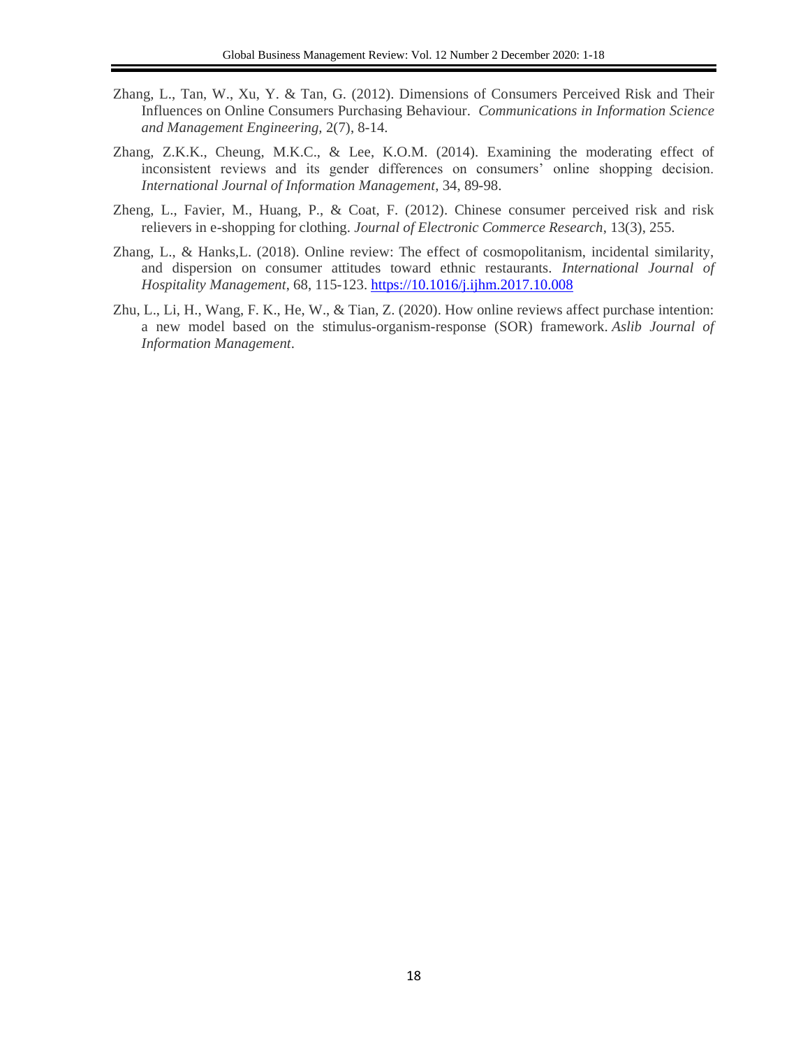Zhang, L., Tan, W., Xu, Y. & Tan, G. (2012). Dimensions of Consumers Perceived Risk and Their Influences on Online Consumers Purchasing Behaviour. *Communications in Information Science and Management Engineering*, 2(7), 8-14.

Zhang, Z.K.K., Cheung, M.K.C., & Lee, K.O.M. (2014). Examining the moderating effect of inconsistent reviews and its gender differences on consumers' online shopping decision. *International Journal of Information Management*, 34, 89-98.

Zheng, L., Favier, M., Huang, P., & Coat, F. (2012). Chinese consumer perceived risk and risk relievers in e-shopping for clothing. *Journal of Electronic Commerce Research*, 13(3), 255.

Zhang, L., & Hanks,L. (2018). Online review: The effect of cosmopolitanism, incidental similarity, and dispersion on consumer attitudes toward ethnic restaurants. *International Journal of Hospitality Management*, 68, 115-123. https://10.1016/j.ijhm.2017.10.008

Zhu, L., Li, H., Wang, F. K., He, W., & Tian, Z. (2020). How online reviews affect purchase intention: a new model based on the stimulus-organism-response (SOR) framework. *Aslib Journal of Information Management*.